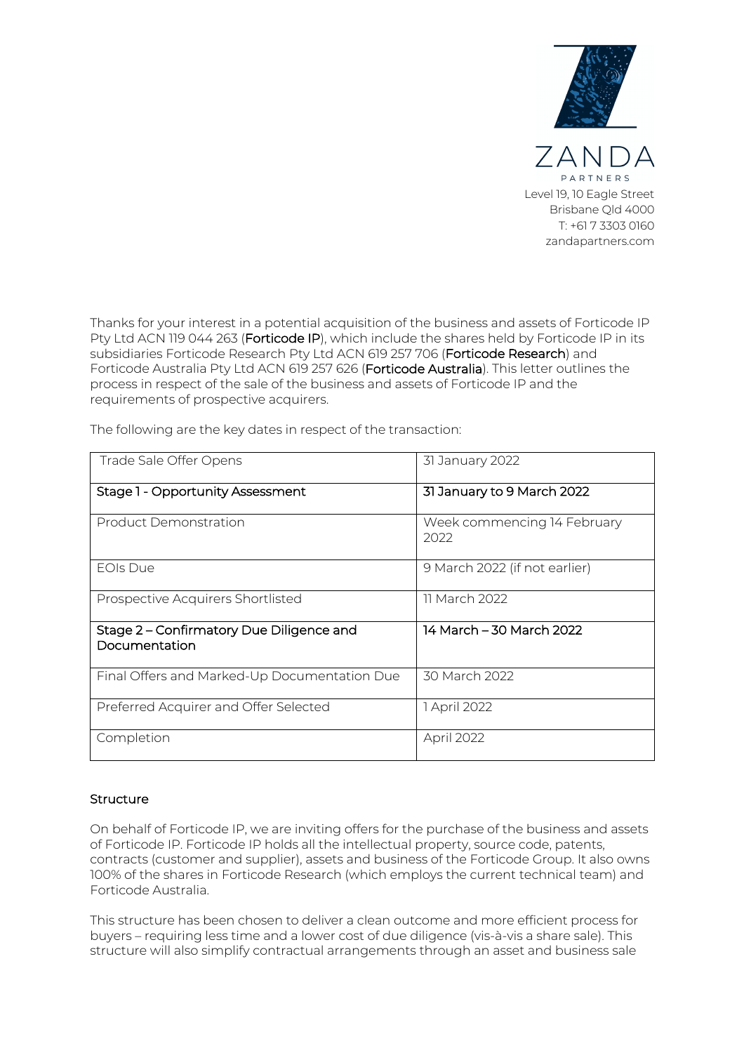ZANDA
PARTNERS
Level 19, 10 Eagle Street
Brisbane Qld 4000
T: +61 7 3303 0160
zandapartners.com

Thanks for your interest in a potential acquisition of the business and assets of Forticode IP Pty Ltd ACN 119 044 263 (**Forticode IP**), which include the shares held by Forticode IP in its subsidiaries Forticode Research Pty Ltd ACN 619 257 706 (**Forticode Research**) and Forticode Australia Pty Ltd ACN 619 257 626 (**Forticode Australia**). This letter outlines the process in respect of the sale of the business and assets of Forticode IP and the requirements of prospective acquirers.

The following are the key dates in respect of the transaction:

| Trade Sale Offer Opens | 31 January 2022 |
|---|---|
| **Stage 1 - Opportunity Assessment** | **31 January to 9 March 2022** |
| Product Demonstration | Week commencing 14 February 2022 |
| EOIs Due | 9 March 2022 (if not earlier) |
| Prospective Acquirers Shortlisted | 11 March 2022 |
| **Stage 2 – Confirmatory Due Diligence and Documentation** | **14 March – 30 March 2022** |
| Final Offers and Marked-Up Documentation Due | 30 March 2022 |
| Preferred Acquirer and Offer Selected | 1 April 2022 |
| Completion | April 2022 |

## Structure

On behalf of Forticode IP, we are inviting offers for the purchase of the business and assets of Forticode IP. Forticode IP holds all the intellectual property, source code, patents, contracts (customer and supplier), assets and business of the Forticode Group. It also owns 100% of the shares in Forticode Research (which employs the current technical team) and Forticode Australia.

This structure has been chosen to deliver a clean outcome and more efficient process for buyers – requiring less time and a lower cost of due diligence (vis-à-vis a share sale). This structure will also simplify contractual arrangements through an asset and business sale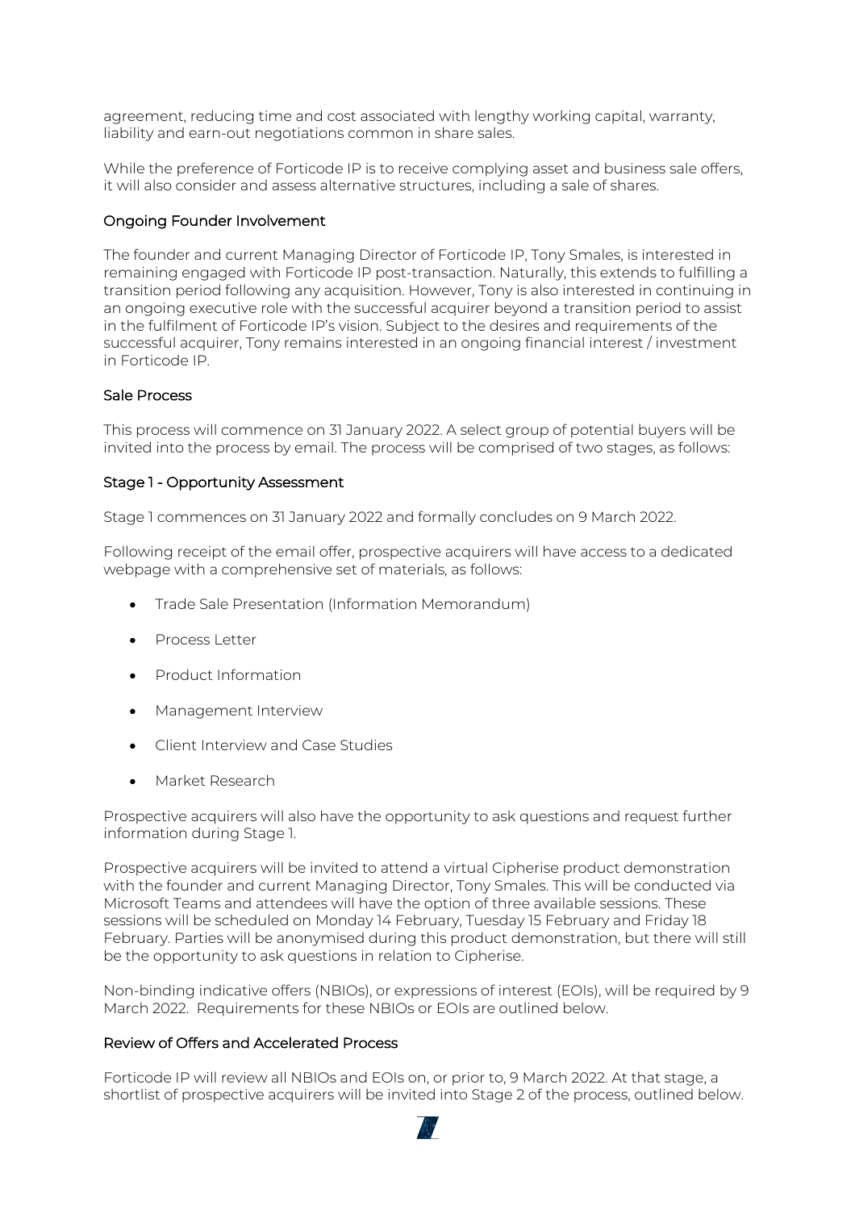agreement, reducing time and cost associated with lengthy working capital, warranty, liability and earn-out negotiations common in share sales.

While the preference of Forticode IP is to receive complying asset and business sale offers, it will also consider and assess alternative structures, including a sale of shares.

### Ongoing Founder Involvement

The founder and current Managing Director of Forticode IP, Tony Smales, is interested in remaining engaged with Forticode IP post-transaction. Naturally, this extends to fulfilling a transition period following any acquisition. However, Tony is also interested in continuing in an ongoing executive role with the successful acquirer beyond a transition period to assist in the fulfilment of Forticode IP's vision. Subject to the desires and requirements of the successful acquirer, Tony remains interested in an ongoing financial interest / investment in Forticode IP.

### Sale Process

This process will commence on 31 January 2022. A select group of potential buyers will be invited into the process by email. The process will be comprised of two stages, as follows:

### Stage 1 - Opportunity Assessment

Stage 1 commences on 31 January 2022 and formally concludes on 9 March 2022.

Following receipt of the email offer, prospective acquirers will have access to a dedicated webpage with a comprehensive set of materials, as follows:

- Trade Sale Presentation (Information Memorandum)
- Process Letter
- Product Information
- Management Interview
- Client Interview and Case Studies
- Market Research

Prospective acquirers will also have the opportunity to ask questions and request further information during Stage 1.

Prospective acquirers will be invited to attend a virtual Cipherise product demonstration with the founder and current Managing Director, Tony Smales. This will be conducted via Microsoft Teams and attendees will have the option of three available sessions. These sessions will be scheduled on Monday 14 February, Tuesday 15 February and Friday 18 February. Parties will be anonymised during this product demonstration, but there will still be the opportunity to ask questions in relation to Cipherise.

Non-binding indicative offers (NBIOs), or expressions of interest (EOIs), will be required by 9 March 2022. Requirements for these NBIOs or EOIs are outlined below.

### Review of Offers and Accelerated Process

Forticode IP will review all NBIOs and EOIs on, or prior to, 9 March 2022. At that stage, a shortlist of prospective acquirers will be invited into Stage 2 of the process, outlined below.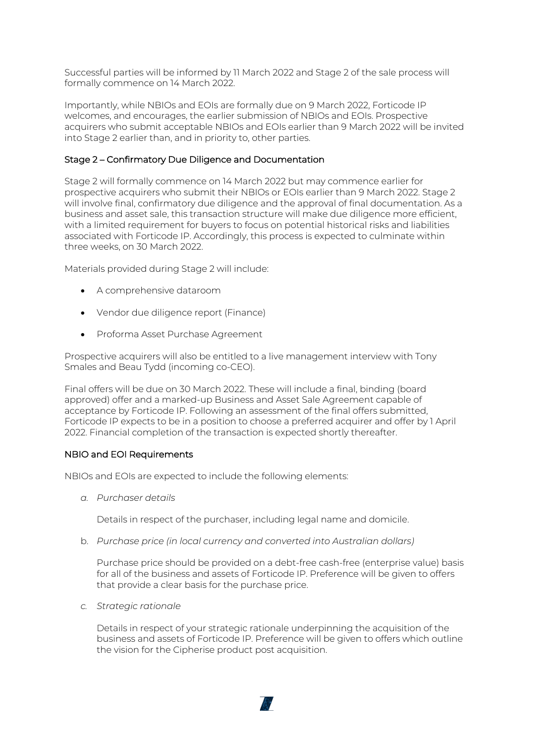Successful parties will be informed by 11 March 2022 and Stage 2 of the sale process will formally commence on 14 March 2022.

Importantly, while NBIOs and EOIs are formally due on 9 March 2022, Forticode IP welcomes, and encourages, the earlier submission of NBIOs and EOIs. Prospective acquirers who submit acceptable NBIOs and EOIs earlier than 9 March 2022 will be invited into Stage 2 earlier than, and in priority to, other parties.

### Stage 2 – Confirmatory Due Diligence and Documentation

Stage 2 will formally commence on 14 March 2022 but may commence earlier for prospective acquirers who submit their NBIOs or EOIs earlier than 9 March 2022. Stage 2 will involve final, confirmatory due diligence and the approval of final documentation. As a business and asset sale, this transaction structure will make due diligence more efficient, with a limited requirement for buyers to focus on potential historical risks and liabilities associated with Forticode IP. Accordingly, this process is expected to culminate within three weeks, on 30 March 2022.

Materials provided during Stage 2 will include:

- A comprehensive dataroom
- Vendor due diligence report (Finance)
- Proforma Asset Purchase Agreement

Prospective acquirers will also be entitled to a live management interview with Tony Smales and Beau Tydd (incoming co-CEO).

Final offers will be due on 30 March 2022. These will include a final, binding (board approved) offer and a marked-up Business and Asset Sale Agreement capable of acceptance by Forticode IP. Following an assessment of the final offers submitted, Forticode IP expects to be in a position to choose a preferred acquirer and offer by 1 April 2022. Financial completion of the transaction is expected shortly thereafter.

### NBIO and EOI Requirements

NBIOs and EOIs are expected to include the following elements:

a. *Purchaser details*

   Details in respect of the purchaser, including legal name and domicile.

b. *Purchase price (in local currency and converted into Australian dollars)*

   Purchase price should be provided on a debt-free cash-free (enterprise value) basis for all of the business and assets of Forticode IP. Preference will be given to offers that provide a clear basis for the purchase price.

c. *Strategic rationale*

   Details in respect of your strategic rationale underpinning the acquisition of the business and assets of Forticode IP. Preference will be given to offers which outline the vision for the Cipherise product post acquisition.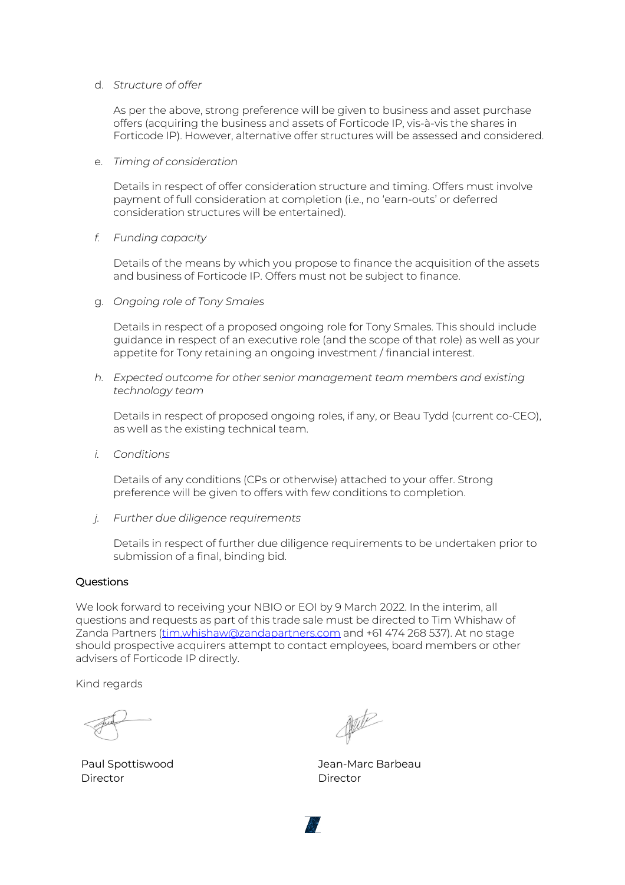d. *Structure of offer*

   As per the above, strong preference will be given to business and asset purchase offers (acquiring the business and assets of Forticode IP, vis-à-vis the shares in Forticode IP). However, alternative offer structures will be assessed and considered.

e. *Timing of consideration*

   Details in respect of offer consideration structure and timing. Offers must involve payment of full consideration at completion (i.e., no 'earn-outs' or deferred consideration structures will be entertained).

f. *Funding capacity*

   Details of the means by which you propose to finance the acquisition of the assets and business of Forticode IP. Offers must not be subject to finance.

g. *Ongoing role of Tony Smales*

   Details in respect of a proposed ongoing role for Tony Smales. This should include guidance in respect of an executive role (and the scope of that role) as well as your appetite for Tony retaining an ongoing investment / financial interest.

h. *Expected outcome for other senior management team members and existing technology team*

   Details in respect of proposed ongoing roles, if any, or Beau Tydd (current co-CEO), as well as the existing technical team.

i. *Conditions*

   Details of any conditions (CPs or otherwise) attached to your offer. Strong preference will be given to offers with few conditions to completion.

j. *Further due diligence requirements*

   Details in respect of further due diligence requirements to be undertaken prior to submission of a final, binding bid.

## Questions

We look forward to receiving your NBIO or EOI by 9 March 2022. In the interim, all questions and requests as part of this trade sale must be directed to Tim Whishaw of Zanda Partners (tim.whishaw@zandapartners.com and +61 474 268 537). At no stage should prospective acquirers attempt to contact employees, board members or other advisers of Forticode IP directly.

Kind regards

Paul Spottiswood
Director

Jean-Marc Barbeau
Director